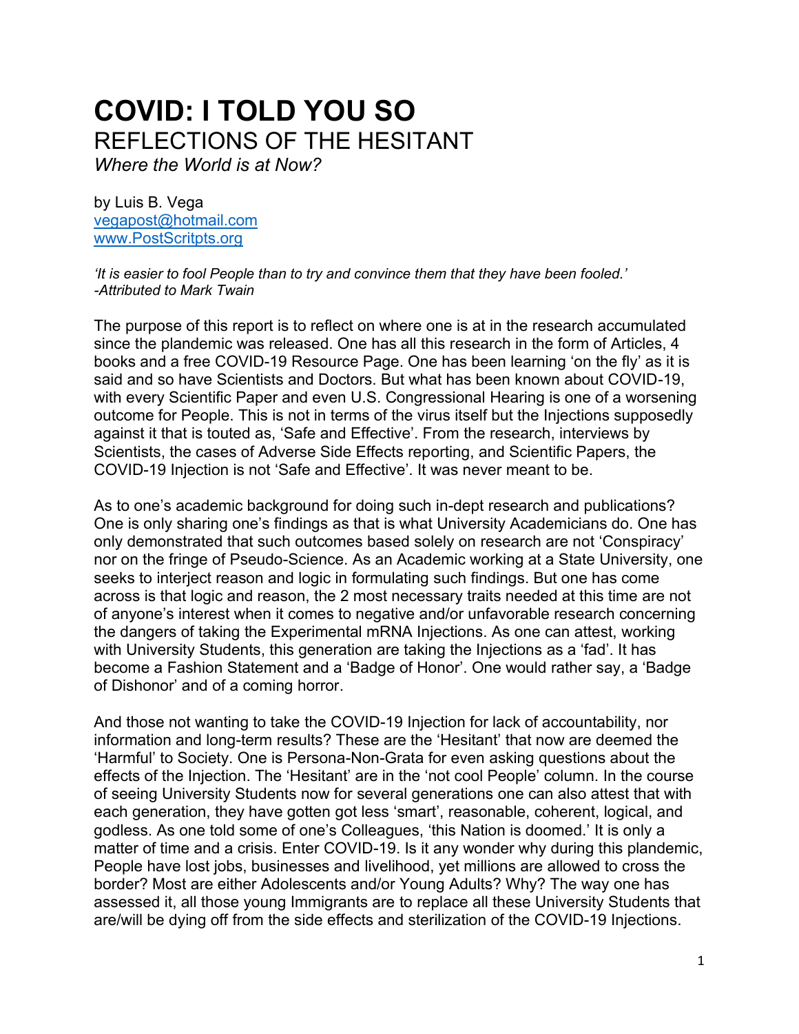# COVID: I TOLD YOU SO

## REFLECTIONS OF THE HESITANT

*Where the World is at Now?*

by Luis B. Vega
vegapost@hotmail.com
www.PostScritpts.org

*'It is easier to fool People than to try and convince them that they have been fooled.'*
*-Attributed to Mark Twain*

The purpose of this report is to reflect on where one is at in the research accumulated since the plandemic was released. One has all this research in the form of Articles, 4 books and a free COVID-19 Resource Page. One has been learning 'on the fly' as it is said and so have Scientists and Doctors. But what has been known about COVID-19, with every Scientific Paper and even U.S. Congressional Hearing is one of a worsening outcome for People. This is not in terms of the virus itself but the Injections supposedly against it that is touted as, 'Safe and Effective'. From the research, interviews by Scientists, the cases of Adverse Side Effects reporting, and Scientific Papers, the COVID-19 Injection is not 'Safe and Effective'. It was never meant to be.

As to one's academic background for doing such in-dept research and publications? One is only sharing one's findings as that is what University Academicians do. One has only demonstrated that such outcomes based solely on research are not 'Conspiracy' nor on the fringe of Pseudo-Science. As an Academic working at a State University, one seeks to interject reason and logic in formulating such findings. But one has come across is that logic and reason, the 2 most necessary traits needed at this time are not of anyone's interest when it comes to negative and/or unfavorable research concerning the dangers of taking the Experimental mRNA Injections. As one can attest, working with University Students, this generation are taking the Injections as a 'fad'. It has become a Fashion Statement and a 'Badge of Honor'. One would rather say, a 'Badge of Dishonor' and of a coming horror.

And those not wanting to take the COVID-19 Injection for lack of accountability, nor information and long-term results? These are the 'Hesitant' that now are deemed the 'Harmful' to Society. One is Persona-Non-Grata for even asking questions about the effects of the Injection. The 'Hesitant' are in the 'not cool People' column. In the course of seeing University Students now for several generations one can also attest that with each generation, they have gotten got less 'smart', reasonable, coherent, logical, and godless. As one told some of one's Colleagues, 'this Nation is doomed.' It is only a matter of time and a crisis. Enter COVID-19. Is it any wonder why during this plandemic, People have lost jobs, businesses and livelihood, yet millions are allowed to cross the border? Most are either Adolescents and/or Young Adults? Why? The way one has assessed it, all those young Immigrants are to replace all these University Students that are/will be dying off from the side effects and sterilization of the COVID-19 Injections.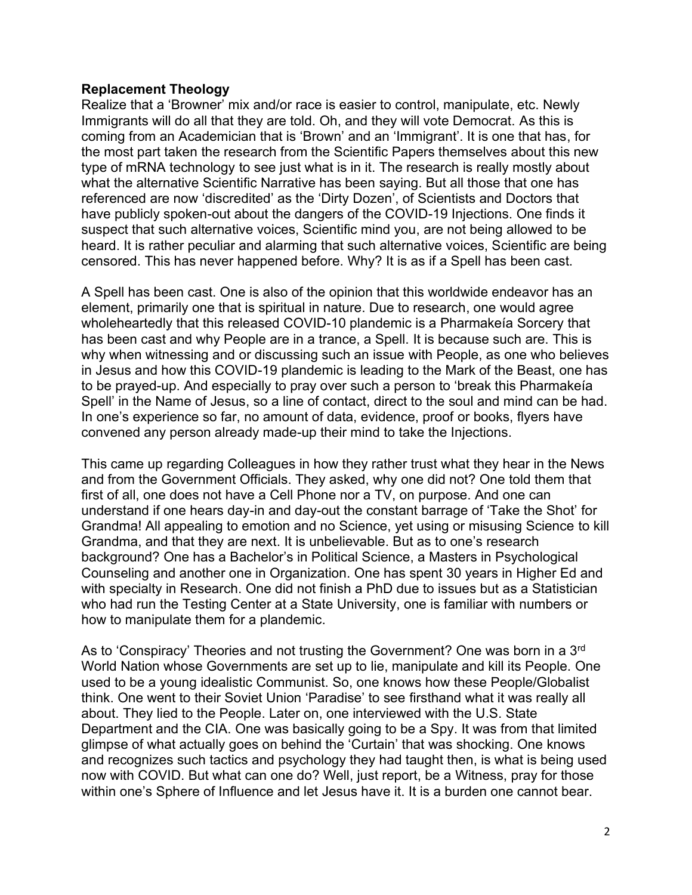**Replacement Theology**

Realize that a 'Browner' mix and/or race is easier to control, manipulate, etc. Newly Immigrants will do all that they are told. Oh, and they will vote Democrat. As this is coming from an Academician that is 'Brown' and an 'Immigrant'. It is one that has, for the most part taken the research from the Scientific Papers themselves about this new type of mRNA technology to see just what is in it. The research is really mostly about what the alternative Scientific Narrative has been saying. But all those that one has referenced are now 'discredited' as the 'Dirty Dozen', of Scientists and Doctors that have publicly spoken-out about the dangers of the COVID-19 Injections. One finds it suspect that such alternative voices, Scientific mind you, are not being allowed to be heard. It is rather peculiar and alarming that such alternative voices, Scientific are being censored. This has never happened before. Why? It is as if a Spell has been cast.

A Spell has been cast. One is also of the opinion that this worldwide endeavor has an element, primarily one that is spiritual in nature. Due to research, one would agree wholeheartedly that this released COVID-10 plandemic is a Pharmakeía Sorcery that has been cast and why People are in a trance, a Spell. It is because such are. This is why when witnessing and or discussing such an issue with People, as one who believes in Jesus and how this COVID-19 plandemic is leading to the Mark of the Beast, one has to be prayed-up. And especially to pray over such a person to 'break this Pharmakeía Spell' in the Name of Jesus, so a line of contact, direct to the soul and mind can be had. In one's experience so far, no amount of data, evidence, proof or books, flyers have convened any person already made-up their mind to take the Injections.

This came up regarding Colleagues in how they rather trust what they hear in the News and from the Government Officials. They asked, why one did not? One told them that first of all, one does not have a Cell Phone nor a TV, on purpose. And one can understand if one hears day-in and day-out the constant barrage of 'Take the Shot' for Grandma! All appealing to emotion and no Science, yet using or misusing Science to kill Grandma, and that they are next. It is unbelievable. But as to one's research background? One has a Bachelor's in Political Science, a Masters in Psychological Counseling and another one in Organization. One has spent 30 years in Higher Ed and with specialty in Research. One did not finish a PhD due to issues but as a Statistician who had run the Testing Center at a State University, one is familiar with numbers or how to manipulate them for a plandemic.

As to 'Conspiracy' Theories and not trusting the Government? One was born in a 3rd World Nation whose Governments are set up to lie, manipulate and kill its People. One used to be a young idealistic Communist. So, one knows how these People/Globalist think. One went to their Soviet Union 'Paradise' to see firsthand what it was really all about. They lied to the People. Later on, one interviewed with the U.S. State Department and the CIA. One was basically going to be a Spy. It was from that limited glimpse of what actually goes on behind the 'Curtain' that was shocking. One knows and recognizes such tactics and psychology they had taught then, is what is being used now with COVID. But what can one do? Well, just report, be a Witness, pray for those within one's Sphere of Influence and let Jesus have it. It is a burden one cannot bear.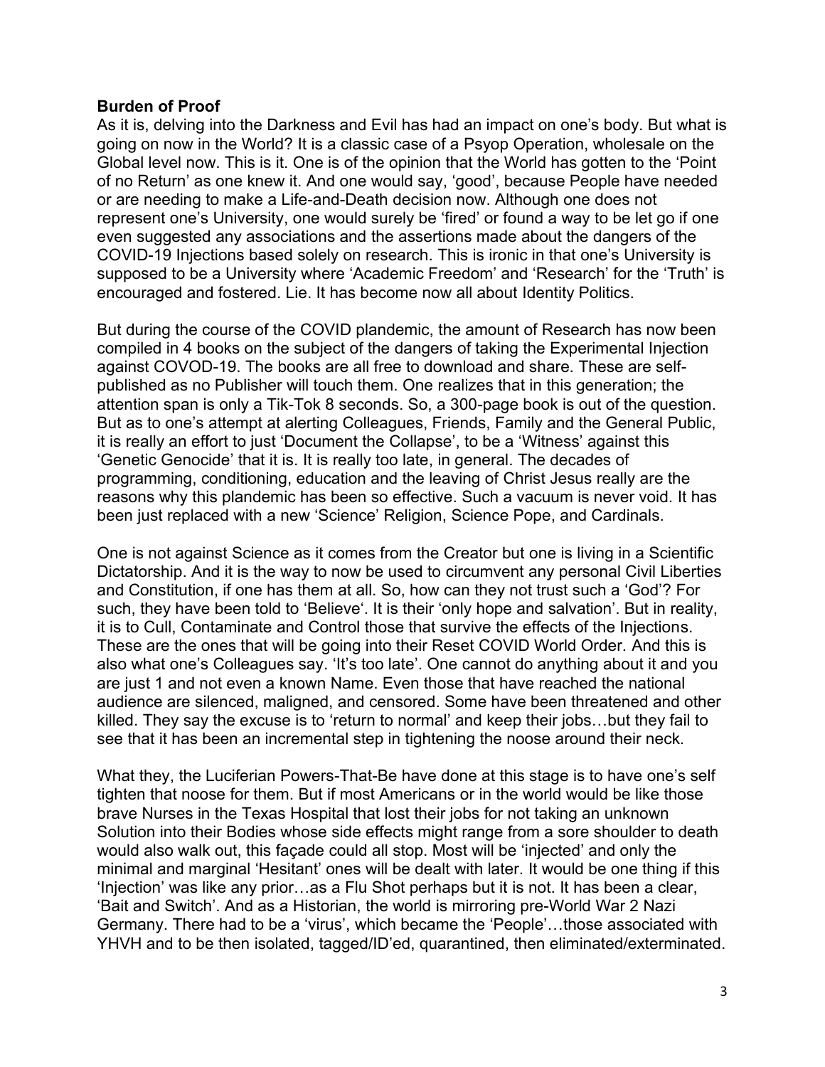**Burden of Proof**

As it is, delving into the Darkness and Evil has had an impact on one's body. But what is going on now in the World? It is a classic case of a Psyop Operation, wholesale on the Global level now. This is it. One is of the opinion that the World has gotten to the 'Point of no Return' as one knew it. And one would say, 'good', because People have needed or are needing to make a Life-and-Death decision now. Although one does not represent one's University, one would surely be 'fired' or found a way to be let go if one even suggested any associations and the assertions made about the dangers of the COVID-19 Injections based solely on research. This is ironic in that one's University is supposed to be a University where 'Academic Freedom' and 'Research' for the 'Truth' is encouraged and fostered. Lie. It has become now all about Identity Politics.

But during the course of the COVID plandemic, the amount of Research has now been compiled in 4 books on the subject of the dangers of taking the Experimental Injection against COVOD-19. The books are all free to download and share. These are self-published as no Publisher will touch them. One realizes that in this generation; the attention span is only a Tik-Tok 8 seconds. So, a 300-page book is out of the question. But as to one's attempt at alerting Colleagues, Friends, Family and the General Public, it is really an effort to just 'Document the Collapse', to be a 'Witness' against this 'Genetic Genocide' that it is. It is really too late, in general. The decades of programming, conditioning, education and the leaving of Christ Jesus really are the reasons why this plandemic has been so effective. Such a vacuum is never void. It has been just replaced with a new 'Science' Religion, Science Pope, and Cardinals.

One is not against Science as it comes from the Creator but one is living in a Scientific Dictatorship. And it is the way to now be used to circumvent any personal Civil Liberties and Constitution, if one has them at all. So, how can they not trust such a 'God'? For such, they have been told to 'Believe'. It is their 'only hope and salvation'. But in reality, it is to Cull, Contaminate and Control those that survive the effects of the Injections. These are the ones that will be going into their Reset COVID World Order. And this is also what one's Colleagues say. 'It's too late'. One cannot do anything about it and you are just 1 and not even a known Name. Even those that have reached the national audience are silenced, maligned, and censored. Some have been threatened and other killed. They say the excuse is to 'return to normal' and keep their jobs…but they fail to see that it has been an incremental step in tightening the noose around their neck.

What they, the Luciferian Powers-That-Be have done at this stage is to have one's self tighten that noose for them. But if most Americans or in the world would be like those brave Nurses in the Texas Hospital that lost their jobs for not taking an unknown Solution into their Bodies whose side effects might range from a sore shoulder to death would also walk out, this façade could all stop. Most will be 'injected' and only the minimal and marginal 'Hesitant' ones will be dealt with later. It would be one thing if this 'Injection' was like any prior…as a Flu Shot perhaps but it is not. It has been a clear, 'Bait and Switch'. And as a Historian, the world is mirroring pre-World War 2 Nazi Germany. There had to be a 'virus', which became the 'People'…those associated with YHVH and to be then isolated, tagged/ID'ed, quarantined, then eliminated/exterminated.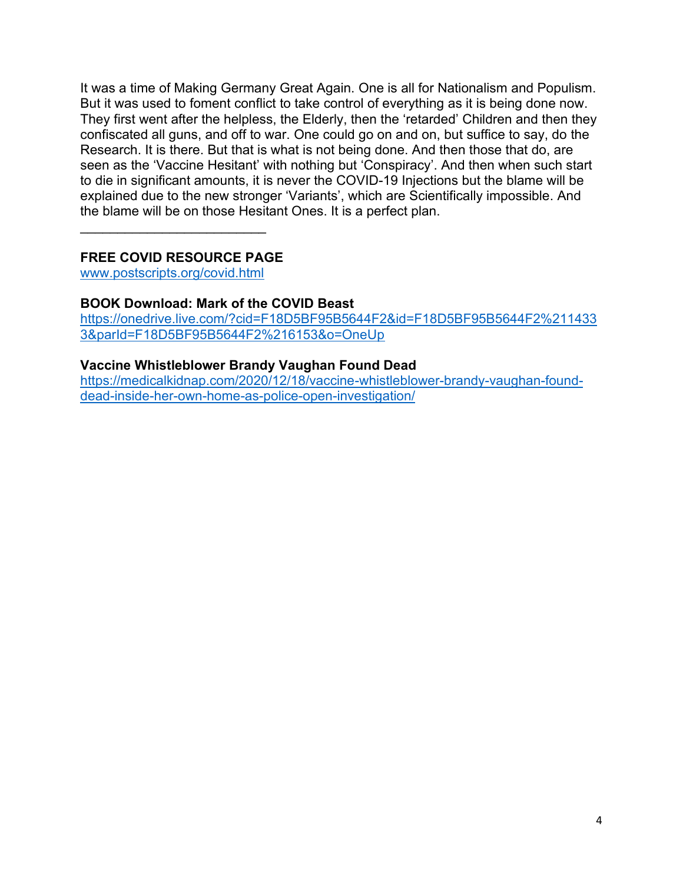It was a time of Making Germany Great Again. One is all for Nationalism and Populism. But it was used to foment conflict to take control of everything as it is being done now. They first went after the helpless, the Elderly, then the 'retarded' Children and then they confiscated all guns, and off to war. One could go on and on, but suffice to say, do the Research. It is there. But that is what is not being done. And then those that do, are seen as the 'Vaccine Hesitant' with nothing but 'Conspiracy'. And then when such start to die in significant amounts, it is never the COVID-19 Injections but the blame will be explained due to the new stronger 'Variants', which are Scientifically impossible. And the blame will be on those Hesitant Ones. It is a perfect plan.

---

**FREE COVID RESOURCE PAGE**
www.postscripts.org/covid.html

**BOOK Download: Mark of the COVID Beast**
https://onedrive.live.com/?cid=F18D5BF95B5644F2&id=F18D5BF95B5644F2%2114333&parId=F18D5BF95B5644F2%216153&o=OneUp

**Vaccine Whistleblower Brandy Vaughan Found Dead**
https://medicalkidnap.com/2020/12/18/vaccine-whistleblower-brandy-vaughan-found-dead-inside-her-own-home-as-police-open-investigation/